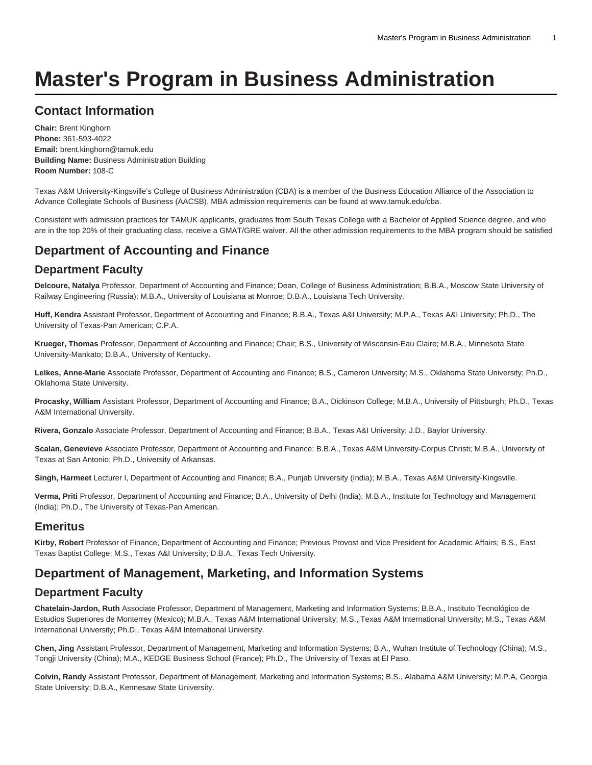# Master's Program in Business Administration

## Contact Information

**Chair:** Brent Kinghorn
**Phone:** 361-593-4022
**Email:** brent.kinghorn@tamuk.edu
**Building Name:** Business Administration Building
**Room Number:** 108-C

Texas A&M University-Kingsville's College of Business Administration (CBA) is a member of the Business Education Alliance of the Association to Advance Collegiate Schools of Business (AACSB). MBA admission requirements can be found at www.tamuk.edu/cba.

Consistent with admission practices for TAMUK applicants, graduates from South Texas College with a Bachelor of Applied Science degree, and who are in the top 20% of their graduating class, receive a GMAT/GRE waiver. All the other admission requirements to the MBA program should be satisfied

## Department of Accounting and Finance

### Department Faculty

**Delcoure, Natalya** Professor, Department of Accounting and Finance; Dean, College of Business Administration; B.B.A., Moscow State University of Railway Engineering (Russia); M.B.A., University of Louisiana at Monroe; D.B.A., Louisiana Tech University.

**Huff, Kendra** Assistant Professor, Department of Accounting and Finance; B.B.A., Texas A&I University; M.P.A., Texas A&I University; Ph.D., The University of Texas-Pan American; C.P.A.

**Krueger, Thomas** Professor, Department of Accounting and Finance; Chair; B.S., University of Wisconsin-Eau Claire; M.B.A., Minnesota State University-Mankato; D.B.A., University of Kentucky.

**Lelkes, Anne-Marie** Associate Professor, Department of Accounting and Finance; B.S., Cameron University; M.S., Oklahoma State University; Ph.D., Oklahoma State University.

**Procasky, William** Assistant Professor, Department of Accounting and Finance; B.A., Dickinson College; M.B.A., University of Pittsburgh; Ph.D., Texas A&M International University.

**Rivera, Gonzalo** Associate Professor, Department of Accounting and Finance; B.B.A., Texas A&I University; J.D., Baylor University.

**Scalan, Genevieve** Associate Professor, Department of Accounting and Finance; B.B.A., Texas A&M University-Corpus Christi; M.B.A., University of Texas at San Antonio; Ph.D., University of Arkansas.

**Singh, Harmeet** Lecturer I, Department of Accounting and Finance; B.A., Punjab University (India); M.B.A., Texas A&M University-Kingsville.

**Verma, Priti** Professor, Department of Accounting and Finance; B.A., University of Delhi (India); M.B.A., Institute for Technology and Management (India); Ph.D., The University of Texas-Pan American.

### Emeritus

**Kirby, Robert** Professor of Finance, Department of Accounting and Finance; Previous Provost and Vice President for Academic Affairs; B.S., East Texas Baptist College; M.S., Texas A&I University; D.B.A., Texas Tech University.

## Department of Management, Marketing, and Information Systems

### Department Faculty

**Chatelain-Jardon, Ruth** Associate Professor, Department of Management, Marketing and Information Systems; B.B.A., Instituto Tecnológico de Estudios Superiores de Monterrey (Mexico); M.B.A., Texas A&M International University; M.S., Texas A&M International University; M.S., Texas A&M International University; Ph.D., Texas A&M International University.

**Chen, Jing** Assistant Professor, Department of Management, Marketing and Information Systems; B.A., Wuhan Institute of Technology (China); M.S., Tongji University (China); M.A., KEDGE Business School (France); Ph.D., The University of Texas at El Paso.

**Colvin, Randy** Assistant Professor, Department of Management, Marketing and Information Systems; B.S., Alabama A&M University; M.P.A, Georgia State University; D.B.A., Kennesaw State University.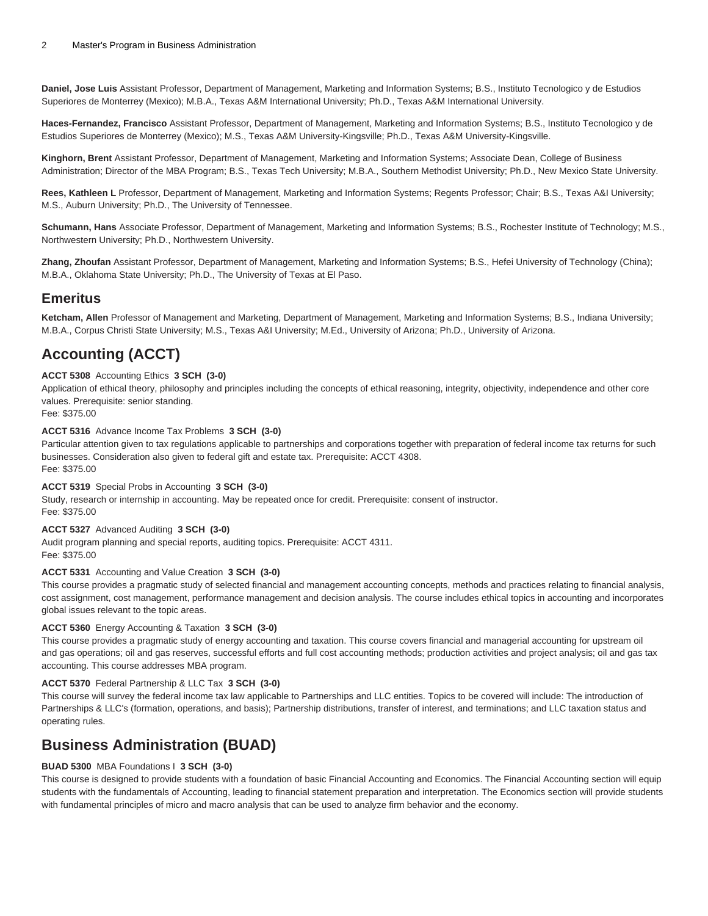**Daniel, Jose Luis** Assistant Professor, Department of Management, Marketing and Information Systems; B.S., Instituto Tecnologico y de Estudios Superiores de Monterrey (Mexico); M.B.A., Texas A&M International University; Ph.D., Texas A&M International University.

**Haces-Fernandez, Francisco** Assistant Professor, Department of Management, Marketing and Information Systems; B.S., Instituto Tecnologico y de Estudios Superiores de Monterrey (Mexico); M.S., Texas A&M University-Kingsville; Ph.D., Texas A&M University-Kingsville.

**Kinghorn, Brent** Assistant Professor, Department of Management, Marketing and Information Systems; Associate Dean, College of Business Administration; Director of the MBA Program; B.S., Texas Tech University; M.B.A., Southern Methodist University; Ph.D., New Mexico State University.

**Rees, Kathleen L** Professor, Department of Management, Marketing and Information Systems; Regents Professor; Chair; B.S., Texas A&I University; M.S., Auburn University; Ph.D., The University of Tennessee.

**Schumann, Hans** Associate Professor, Department of Management, Marketing and Information Systems; B.S., Rochester Institute of Technology; M.S., Northwestern University; Ph.D., Northwestern University.

**Zhang, Zhoufan** Assistant Professor, Department of Management, Marketing and Information Systems; B.S., Hefei University of Technology (China); M.B.A., Oklahoma State University; Ph.D., The University of Texas at El Paso.

## Emeritus

**Ketcham, Allen** Professor of Management and Marketing, Department of Management, Marketing and Information Systems; B.S., Indiana University; M.B.A., Corpus Christi State University; M.S., Texas A&I University; M.Ed., University of Arizona; Ph.D., University of Arizona.

# Accounting (ACCT)

**ACCT 5308** Accounting Ethics **3 SCH (3-0)**
Application of ethical theory, philosophy and principles including the concepts of ethical reasoning, integrity, objectivity, independence and other core values. Prerequisite: senior standing.
Fee: $375.00

**ACCT 5316** Advance Income Tax Problems **3 SCH (3-0)**
Particular attention given to tax regulations applicable to partnerships and corporations together with preparation of federal income tax returns for such businesses. Consideration also given to federal gift and estate tax. Prerequisite: ACCT 4308.
Fee: $375.00

**ACCT 5319** Special Probs in Accounting **3 SCH (3-0)**
Study, research or internship in accounting. May be repeated once for credit. Prerequisite: consent of instructor.
Fee: $375.00

**ACCT 5327** Advanced Auditing **3 SCH (3-0)**
Audit program planning and special reports, auditing topics. Prerequisite: ACCT 4311.
Fee: $375.00

**ACCT 5331** Accounting and Value Creation **3 SCH (3-0)**
This course provides a pragmatic study of selected financial and management accounting concepts, methods and practices relating to financial analysis, cost assignment, cost management, performance management and decision analysis. The course includes ethical topics in accounting and incorporates global issues relevant to the topic areas.

**ACCT 5360** Energy Accounting & Taxation **3 SCH (3-0)**
This course provides a pragmatic study of energy accounting and taxation. This course covers financial and managerial accounting for upstream oil and gas operations; oil and gas reserves, successful efforts and full cost accounting methods; production activities and project analysis; oil and gas tax accounting. This course addresses MBA program.

**ACCT 5370** Federal Partnership & LLC Tax **3 SCH (3-0)**
This course will survey the federal income tax law applicable to Partnerships and LLC entities. Topics to be covered will include: The introduction of Partnerships & LLC's (formation, operations, and basis); Partnership distributions, transfer of interest, and terminations; and LLC taxation status and operating rules.

# Business Administration (BUAD)

**BUAD 5300** MBA Foundations I **3 SCH (3-0)**
This course is designed to provide students with a foundation of basic Financial Accounting and Economics. The Financial Accounting section will equip students with the fundamentals of Accounting, leading to financial statement preparation and interpretation. The Economics section will provide students with fundamental principles of micro and macro analysis that can be used to analyze firm behavior and the economy.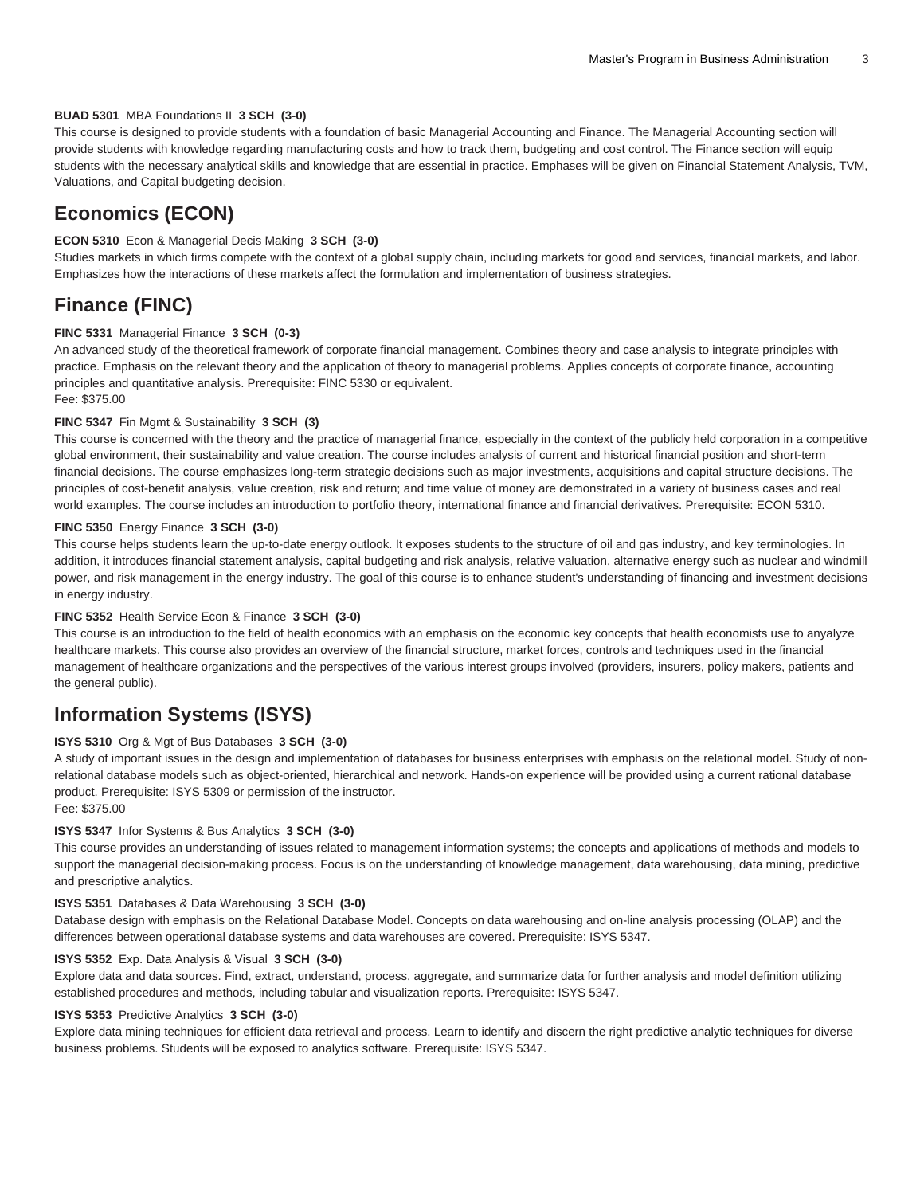**BUAD 5301** MBA Foundations II **3 SCH (3-0)**
This course is designed to provide students with a foundation of basic Managerial Accounting and Finance. The Managerial Accounting section will provide students with knowledge regarding manufacturing costs and how to track them, budgeting and cost control. The Finance section will equip students with the necessary analytical skills and knowledge that are essential in practice. Emphases will be given on Financial Statement Analysis, TVM, Valuations, and Capital budgeting decision.

## Economics (ECON)

**ECON 5310** Econ & Managerial Decis Making **3 SCH (3-0)**
Studies markets in which firms compete with the context of a global supply chain, including markets for good and services, financial markets, and labor. Emphasizes how the interactions of these markets affect the formulation and implementation of business strategies.

## Finance (FINC)

**FINC 5331** Managerial Finance **3 SCH (0-3)**
An advanced study of the theoretical framework of corporate financial management. Combines theory and case analysis to integrate principles with practice. Emphasis on the relevant theory and the application of theory to managerial problems. Applies concepts of corporate finance, accounting principles and quantitative analysis. Prerequisite: FINC 5330 or equivalent.
Fee: $375.00

**FINC 5347** Fin Mgmt & Sustainability **3 SCH (3)**
This course is concerned with the theory and the practice of managerial finance, especially in the context of the publicly held corporation in a competitive global environment, their sustainability and value creation. The course includes analysis of current and historical financial position and short-term financial decisions. The course emphasizes long-term strategic decisions such as major investments, acquisitions and capital structure decisions. The principles of cost-benefit analysis, value creation, risk and return; and time value of money are demonstrated in a variety of business cases and real world examples. The course includes an introduction to portfolio theory, international finance and financial derivatives. Prerequisite: ECON 5310.

**FINC 5350** Energy Finance **3 SCH (3-0)**
This course helps students learn the up-to-date energy outlook. It exposes students to the structure of oil and gas industry, and key terminologies. In addition, it introduces financial statement analysis, capital budgeting and risk analysis, relative valuation, alternative energy such as nuclear and windmill power, and risk management in the energy industry. The goal of this course is to enhance student's understanding of financing and investment decisions in energy industry.

**FINC 5352** Health Service Econ & Finance **3 SCH (3-0)**
This course is an introduction to the field of health economics with an emphasis on the economic key concepts that health economists use to anyalyze healthcare markets. This course also provides an overview of the financial structure, market forces, controls and techniques used in the financial management of healthcare organizations and the perspectives of the various interest groups involved (providers, insurers, policy makers, patients and the general public).

## Information Systems (ISYS)

**ISYS 5310** Org & Mgt of Bus Databases **3 SCH (3-0)**
A study of important issues in the design and implementation of databases for business enterprises with emphasis on the relational model. Study of non-relational database models such as object-oriented, hierarchical and network. Hands-on experience will be provided using a current rational database product. Prerequisite: ISYS 5309 or permission of the instructor.
Fee: $375.00

**ISYS 5347** Infor Systems & Bus Analytics **3 SCH (3-0)**
This course provides an understanding of issues related to management information systems; the concepts and applications of methods and models to support the managerial decision-making process. Focus is on the understanding of knowledge management, data warehousing, data mining, predictive and prescriptive analytics.

**ISYS 5351** Databases & Data Warehousing **3 SCH (3-0)**
Database design with emphasis on the Relational Database Model. Concepts on data warehousing and on-line analysis processing (OLAP) and the differences between operational database systems and data warehouses are covered. Prerequisite: ISYS 5347.

**ISYS 5352** Exp. Data Analysis & Visual **3 SCH (3-0)**
Explore data and data sources. Find, extract, understand, process, aggregate, and summarize data for further analysis and model definition utilizing established procedures and methods, including tabular and visualization reports. Prerequisite: ISYS 5347.

**ISYS 5353** Predictive Analytics **3 SCH (3-0)**
Explore data mining techniques for efficient data retrieval and process. Learn to identify and discern the right predictive analytic techniques for diverse business problems. Students will be exposed to analytics software. Prerequisite: ISYS 5347.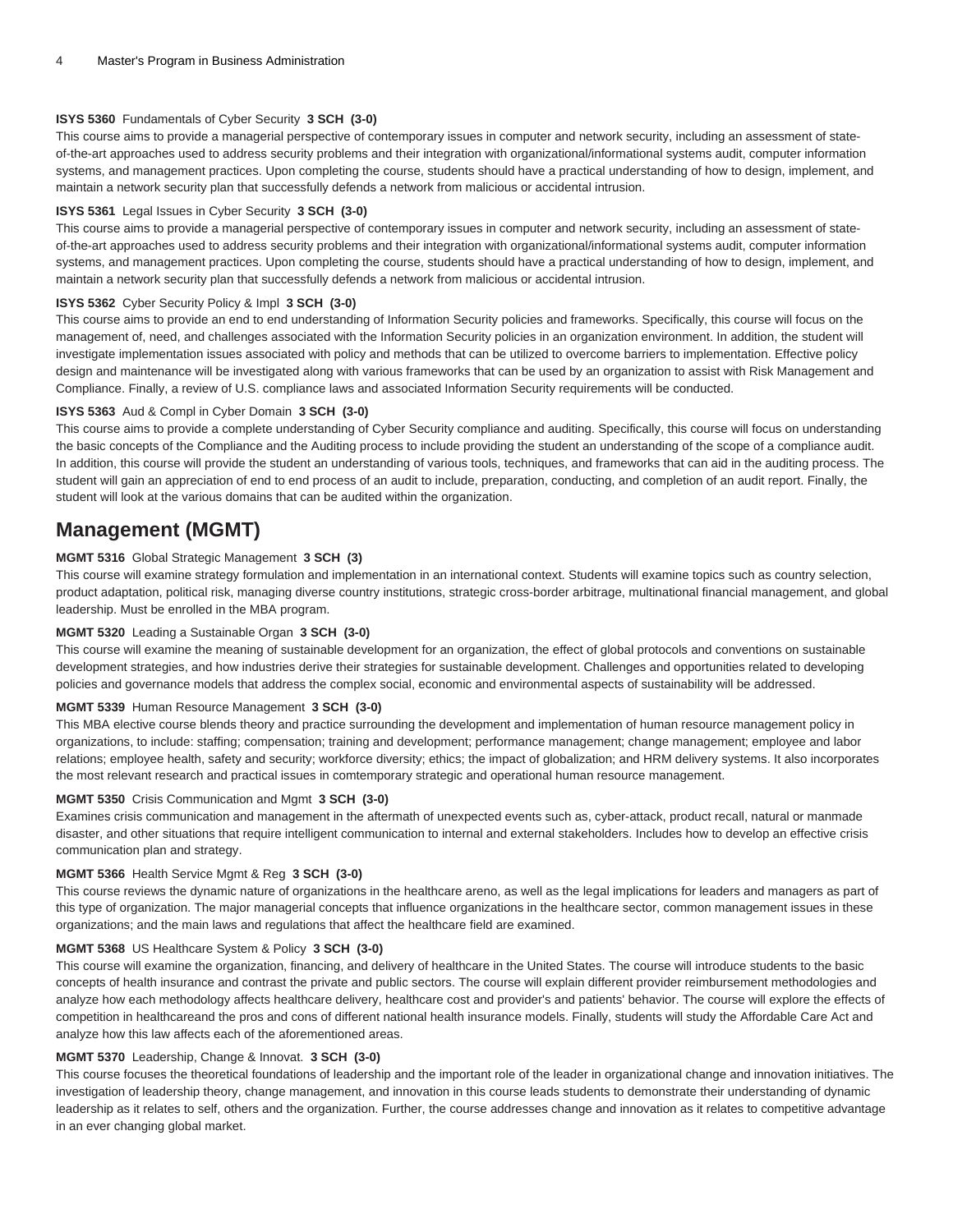**ISYS 5360** Fundamentals of Cyber Security **3 SCH (3-0)**
This course aims to provide a managerial perspective of contemporary issues in computer and network security, including an assessment of state-of-the-art approaches used to address security problems and their integration with organizational/informational systems audit, computer information systems, and management practices. Upon completing the course, students should have a practical understanding of how to design, implement, and maintain a network security plan that successfully defends a network from malicious or accidental intrusion.

**ISYS 5361** Legal Issues in Cyber Security **3 SCH (3-0)**
This course aims to provide a managerial perspective of contemporary issues in computer and network security, including an assessment of state-of-the-art approaches used to address security problems and their integration with organizational/informational systems audit, computer information systems, and management practices. Upon completing the course, students should have a practical understanding of how to design, implement, and maintain a network security plan that successfully defends a network from malicious or accidental intrusion.

**ISYS 5362** Cyber Security Policy & Impl **3 SCH (3-0)**
This course aims to provide an end to end understanding of Information Security policies and frameworks. Specifically, this course will focus on the management of, need, and challenges associated with the Information Security policies in an organization environment. In addition, the student will investigate implementation issues associated with policy and methods that can be utilized to overcome barriers to implementation. Effective policy design and maintenance will be investigated along with various frameworks that can be used by an organization to assist with Risk Management and Compliance. Finally, a review of U.S. compliance laws and associated Information Security requirements will be conducted.

**ISYS 5363** Aud & Compl in Cyber Domain **3 SCH (3-0)**
This course aims to provide a complete understanding of Cyber Security compliance and auditing. Specifically, this course will focus on understanding the basic concepts of the Compliance and the Auditing process to include providing the student an understanding of the scope of a compliance audit. In addition, this course will provide the student an understanding of various tools, techniques, and frameworks that can aid in the auditing process. The student will gain an appreciation of end to end process of an audit to include, preparation, conducting, and completion of an audit report. Finally, the student will look at the various domains that can be audited within the organization.

## Management (MGMT)

**MGMT 5316** Global Strategic Management **3 SCH (3)**
This course will examine strategy formulation and implementation in an international context. Students will examine topics such as country selection, product adaptation, political risk, managing diverse country institutions, strategic cross-border arbitrage, multinational financial management, and global leadership. Must be enrolled in the MBA program.

**MGMT 5320** Leading a Sustainable Organ **3 SCH (3-0)**
This course will examine the meaning of sustainable development for an organization, the effect of global protocols and conventions on sustainable development strategies, and how industries derive their strategies for sustainable development. Challenges and opportunities related to developing policies and governance models that address the complex social, economic and environmental aspects of sustainability will be addressed.

**MGMT 5339** Human Resource Management **3 SCH (3-0)**
This MBA elective course blends theory and practice surrounding the development and implementation of human resource management policy in organizations, to include: staffing; compensation; training and development; performance management; change management; employee and labor relations; employee health, safety and security; workforce diversity; ethics; the impact of globalization; and HRM delivery systems. It also incorporates the most relevant research and practical issues in comtemporary strategic and operational human resource management.

**MGMT 5350** Crisis Communication and Mgmt **3 SCH (3-0)**
Examines crisis communication and management in the aftermath of unexpected events such as, cyber-attack, product recall, natural or manmade disaster, and other situations that require intelligent communication to internal and external stakeholders. Includes how to develop an effective crisis communication plan and strategy.

**MGMT 5366** Health Service Mgmt & Reg **3 SCH (3-0)**
This course reviews the dynamic nature of organizations in the healthcare areno, as well as the legal implications for leaders and managers as part of this type of organization. The major managerial concepts that influence organizations in the healthcare sector, common management issues in these organizations; and the main laws and regulations that affect the healthcare field are examined.

**MGMT 5368** US Healthcare System & Policy **3 SCH (3-0)**
This course will examine the organization, financing, and delivery of healthcare in the United States. The course will introduce students to the basic concepts of health insurance and contrast the private and public sectors. The course will explain different provider reimbursement methodologies and analyze how each methodology affects healthcare delivery, healthcare cost and provider's and patients' behavior. The course will explore the effects of competition in healthcareand the pros and cons of different national health insurance models. Finally, students will study the Affordable Care Act and analyze how this law affects each of the aforementioned areas.

**MGMT 5370** Leadership, Change & Innovat. **3 SCH (3-0)**
This course focuses the theoretical foundations of leadership and the important role of the leader in organizational change and innovation initiatives. The investigation of leadership theory, change management, and innovation in this course leads students to demonstrate their understanding of dynamic leadership as it relates to self, others and the organization. Further, the course addresses change and innovation as it relates to competitive advantage in an ever changing global market.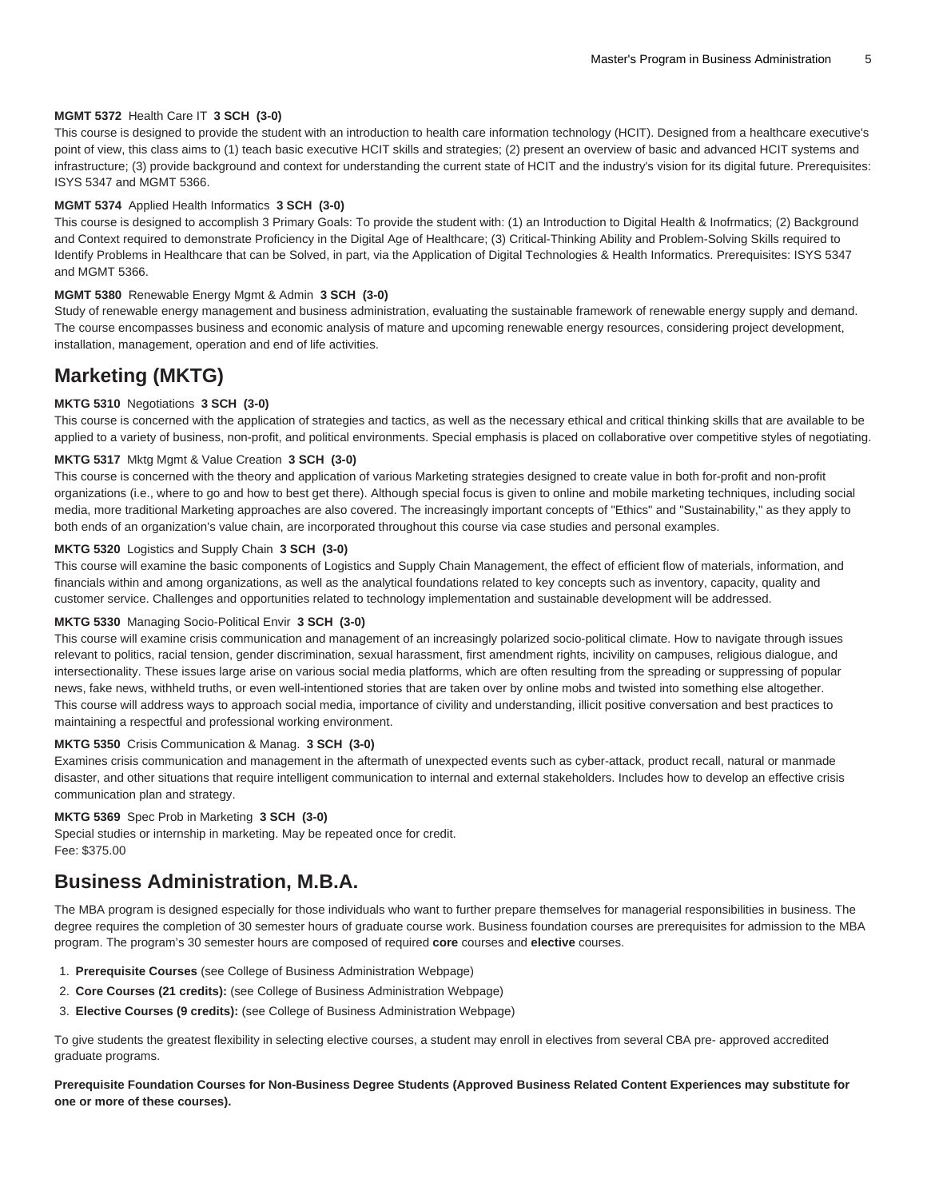**MGMT 5372** Health Care IT **3 SCH (3-0)**
This course is designed to provide the student with an introduction to health care information technology (HCIT). Designed from a healthcare executive's point of view, this class aims to (1) teach basic executive HCIT skills and strategies; (2) present an overview of basic and advanced HCIT systems and infrastructure; (3) provide background and context for understanding the current state of HCIT and the industry's vision for its digital future. Prerequisites: ISYS 5347 and MGMT 5366.

**MGMT 5374** Applied Health Informatics **3 SCH (3-0)**
This course is designed to accomplish 3 Primary Goals: To provide the student with: (1) an Introduction to Digital Health & Inofrmatics; (2) Background and Context required to demonstrate Proficiency in the Digital Age of Healthcare; (3) Critical-Thinking Ability and Problem-Solving Skills required to Identify Problems in Healthcare that can be Solved, in part, via the Application of Digital Technologies & Health Informatics. Prerequisites: ISYS 5347 and MGMT 5366.

**MGMT 5380** Renewable Energy Mgmt & Admin **3 SCH (3-0)**
Study of renewable energy management and business administration, evaluating the sustainable framework of renewable energy supply and demand. The course encompasses business and economic analysis of mature and upcoming renewable energy resources, considering project development, installation, management, operation and end of life activities.

## Marketing (MKTG)

**MKTG 5310** Negotiations **3 SCH (3-0)**
This course is concerned with the application of strategies and tactics, as well as the necessary ethical and critical thinking skills that are available to be applied to a variety of business, non-profit, and political environments. Special emphasis is placed on collaborative over competitive styles of negotiating.

**MKTG 5317** Mktg Mgmt & Value Creation **3 SCH (3-0)**
This course is concerned with the theory and application of various Marketing strategies designed to create value in both for-profit and non-profit organizations (i.e., where to go and how to best get there). Although special focus is given to online and mobile marketing techniques, including social media, more traditional Marketing approaches are also covered. The increasingly important concepts of "Ethics" and "Sustainability," as they apply to both ends of an organization's value chain, are incorporated throughout this course via case studies and personal examples.

**MKTG 5320** Logistics and Supply Chain **3 SCH (3-0)**
This course will examine the basic components of Logistics and Supply Chain Management, the effect of efficient flow of materials, information, and financials within and among organizations, as well as the analytical foundations related to key concepts such as inventory, capacity, quality and customer service. Challenges and opportunities related to technology implementation and sustainable development will be addressed.

**MKTG 5330** Managing Socio-Political Envir **3 SCH (3-0)**
This course will examine crisis communication and management of an increasingly polarized socio-political climate. How to navigate through issues relevant to politics, racial tension, gender discrimination, sexual harassment, first amendment rights, incivility on campuses, religious dialogue, and intersectionality. These issues large arise on various social media platforms, which are often resulting from the spreading or suppressing of popular news, fake news, withheld truths, or even well-intentioned stories that are taken over by online mobs and twisted into something else altogether. This course will address ways to approach social media, importance of civility and understanding, illicit positive conversation and best practices to maintaining a respectful and professional working environment.

**MKTG 5350** Crisis Communication & Manag. **3 SCH (3-0)**
Examines crisis communication and management in the aftermath of unexpected events such as cyber-attack, product recall, natural or manmade disaster, and other situations that require intelligent communication to internal and external stakeholders. Includes how to develop an effective crisis communication plan and strategy.

**MKTG 5369** Spec Prob in Marketing **3 SCH (3-0)**
Special studies or internship in marketing. May be repeated once for credit.
Fee: $375.00

## Business Administration, M.B.A.

The MBA program is designed especially for those individuals who want to further prepare themselves for managerial responsibilities in business. The degree requires the completion of 30 semester hours of graduate course work. Business foundation courses are prerequisites for admission to the MBA program. The program's 30 semester hours are composed of required **core** courses and **elective** courses.

1. **Prerequisite Courses** (see College of Business Administration Webpage)
2. **Core Courses (21 credits):** (see College of Business Administration Webpage)
3. **Elective Courses (9 credits):** (see College of Business Administration Webpage)

To give students the greatest flexibility in selecting elective courses, a student may enroll in electives from several CBA pre- approved accredited graduate programs.

**Prerequisite Foundation Courses for Non-Business Degree Students (Approved Business Related Content Experiences may substitute for one or more of these courses).**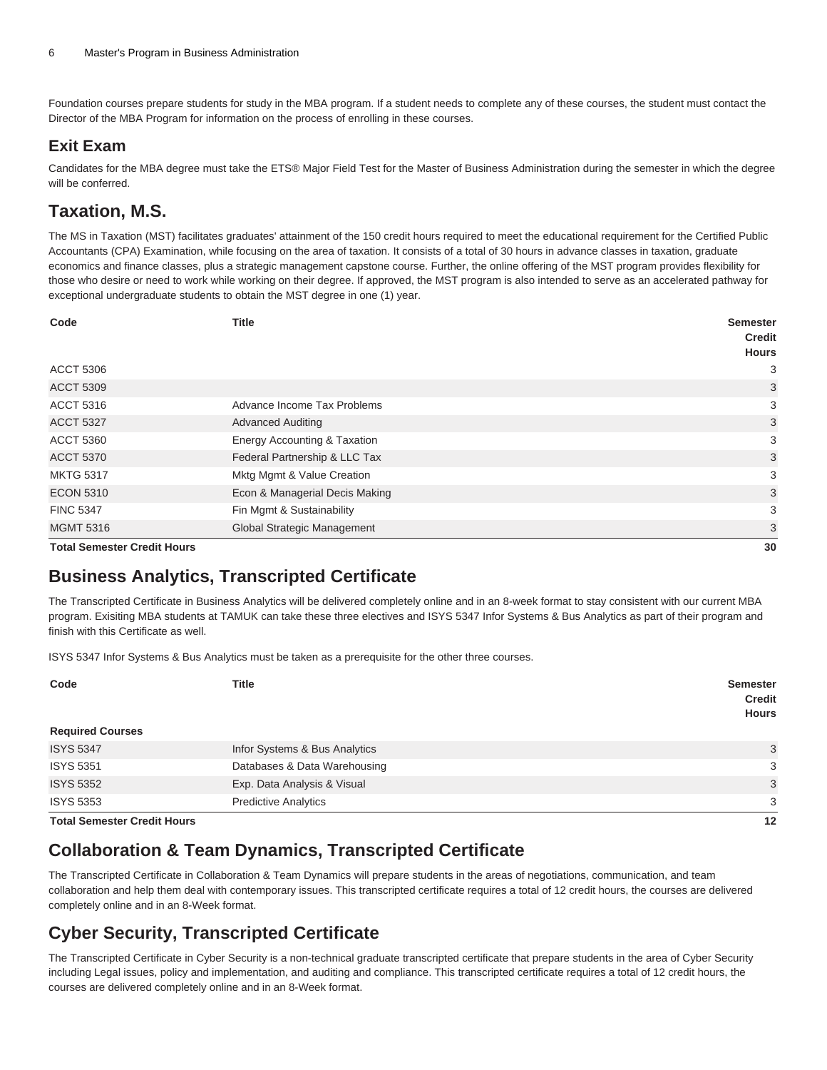Foundation courses prepare students for study in the MBA program. If a student needs to complete any of these courses, the student must contact the Director of the MBA Program for information on the process of enrolling in these courses.

## Exit Exam

Candidates for the MBA degree must take the ETS® Major Field Test for the Master of Business Administration during the semester in which the degree will be conferred.

# Taxation, M.S.

The MS in Taxation (MST) facilitates graduates' attainment of the 150 credit hours required to meet the educational requirement for the Certified Public Accountants (CPA) Examination, while focusing on the area of taxation. It consists of a total of 30 hours in advance classes in taxation, graduate economics and finance classes, plus a strategic management capstone course. Further, the online offering of the MST program provides flexibility for those who desire or need to work while working on their degree. If approved, the MST program is also intended to serve as an accelerated pathway for exceptional undergraduate students to obtain the MST degree in one (1) year.

| Code | Title | Semester Credit Hours |
|---|---|---|
| ACCT 5306 | | 3 |
| ACCT 5309 | | 3 |
| ACCT 5316 | Advance Income Tax Problems | 3 |
| ACCT 5327 | Advanced Auditing | 3 |
| ACCT 5360 | Energy Accounting & Taxation | 3 |
| ACCT 5370 | Federal Partnership & LLC Tax | 3 |
| MKTG 5317 | Mktg Mgmt & Value Creation | 3 |
| ECON 5310 | Econ & Managerial Decis Making | 3 |
| FINC 5347 | Fin Mgmt & Sustainability | 3 |
| MGMT 5316 | Global Strategic Management | 3 |
| **Total Semester Credit Hours** | | **30** |

# Business Analytics, Transcripted Certificate

The Transcripted Certificate in Business Analytics will be delivered completely online and in an 8-week format to stay consistent with our current MBA program. Exisiting MBA students at TAMUK can take these three electives and ISYS 5347 Infor Systems & Bus Analytics as part of their program and finish with this Certificate as well.

ISYS 5347 Infor Systems & Bus Analytics must be taken as a prerequisite for the other three courses.

| Code | Title | Semester Credit Hours |
|---|---|---|
| **Required Courses** | | |
| ISYS 5347 | Infor Systems & Bus Analytics | 3 |
| ISYS 5351 | Databases & Data Warehousing | 3 |
| ISYS 5352 | Exp. Data Analysis & Visual | 3 |
| ISYS 5353 | Predictive Analytics | 3 |
| **Total Semester Credit Hours** | | **12** |

# Collaboration & Team Dynamics, Transcripted Certificate

The Transcripted Certificate in Collaboration & Team Dynamics will prepare students in the areas of negotiations, communication, and team collaboration and help them deal with contemporary issues. This transcripted certificate requires a total of 12 credit hours, the courses are delivered completely online and in an 8-Week format.

# Cyber Security, Transcripted Certificate

The Transcripted Certificate in Cyber Security is a non-technical graduate transcripted certificate that prepare students in the area of Cyber Security including Legal issues, policy and implementation, and auditing and compliance. This transcripted certificate requires a total of 12 credit hours, the courses are delivered completely online and in an 8-Week format.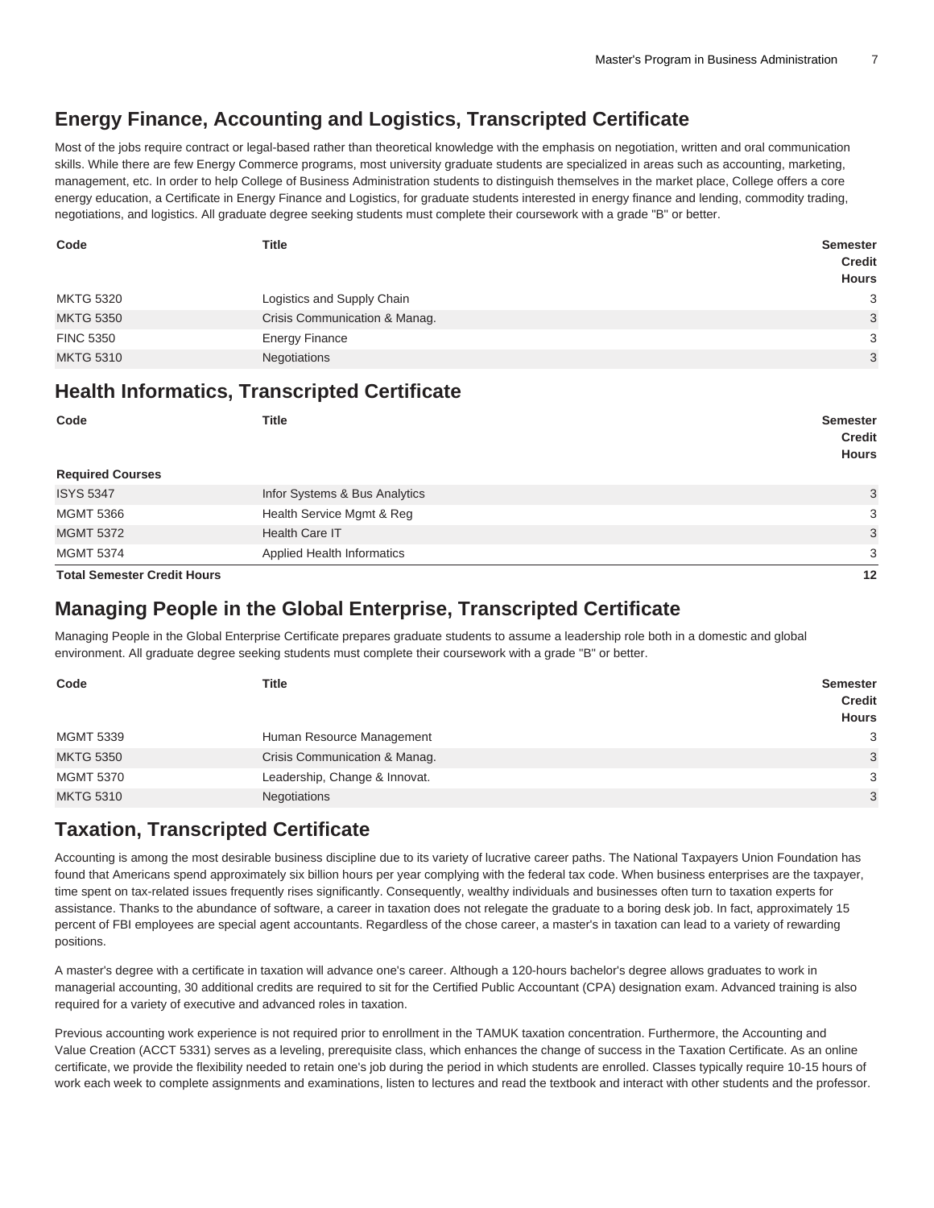## Energy Finance, Accounting and Logistics, Transcripted Certificate

Most of the jobs require contract or legal-based rather than theoretical knowledge with the emphasis on negotiation, written and oral communication skills. While there are few Energy Commerce programs, most university graduate students are specialized in areas such as accounting, marketing, management, etc. In order to help College of Business Administration students to distinguish themselves in the market place, College offers a core energy education, a Certificate in Energy Finance and Logistics, for graduate students interested in energy finance and lending, commodity trading, negotiations, and logistics. All graduate degree seeking students must complete their coursework with a grade "B" or better.

| Code | Title | Semester Credit Hours |
|---|---|---|
| MKTG 5320 | Logistics and Supply Chain | 3 |
| MKTG 5350 | Crisis Communication & Manag. | 3 |
| FINC 5350 | Energy Finance | 3 |
| MKTG 5310 | Negotiations | 3 |

## Health Informatics, Transcripted Certificate

| Code | Title | Semester Credit Hours |
|---|---|---|
| **Required Courses** | | |
| ISYS 5347 | Infor Systems & Bus Analytics | 3 |
| MGMT 5366 | Health Service Mgmt & Reg | 3 |
| MGMT 5372 | Health Care IT | 3 |
| MGMT 5374 | Applied Health Informatics | 3 |
| **Total Semester Credit Hours** | | **12** |

## Managing People in the Global Enterprise, Transcripted Certificate

Managing People in the Global Enterprise Certificate prepares graduate students to assume a leadership role both in a domestic and global environment. All graduate degree seeking students must complete their coursework with a grade "B" or better.

| Code | Title | Semester Credit Hours |
|---|---|---|
| MGMT 5339 | Human Resource Management | 3 |
| MKTG 5350 | Crisis Communication & Manag. | 3 |
| MGMT 5370 | Leadership, Change & Innovat. | 3 |
| MKTG 5310 | Negotiations | 3 |

## Taxation, Transcripted Certificate

Accounting is among the most desirable business discipline due to its variety of lucrative career paths. The National Taxpayers Union Foundation has found that Americans spend approximately six billion hours per year complying with the federal tax code. When business enterprises are the taxpayer, time spent on tax-related issues frequently rises significantly. Consequently, wealthy individuals and businesses often turn to taxation experts for assistance. Thanks to the abundance of software, a career in taxation does not relegate the graduate to a boring desk job. In fact, approximately 15 percent of FBI employees are special agent accountants. Regardless of the chose career, a master's in taxation can lead to a variety of rewarding positions.

A master's degree with a certificate in taxation will advance one's career. Although a 120-hours bachelor's degree allows graduates to work in managerial accounting, 30 additional credits are required to sit for the Certified Public Accountant (CPA) designation exam. Advanced training is also required for a variety of executive and advanced roles in taxation.

Previous accounting work experience is not required prior to enrollment in the TAMUK taxation concentration. Furthermore, the Accounting and Value Creation (ACCT 5331) serves as a leveling, prerequisite class, which enhances the change of success in the Taxation Certificate. As an online certificate, we provide the flexibility needed to retain one's job during the period in which students are enrolled. Classes typically require 10-15 hours of work each week to complete assignments and examinations, listen to lectures and read the textbook and interact with other students and the professor.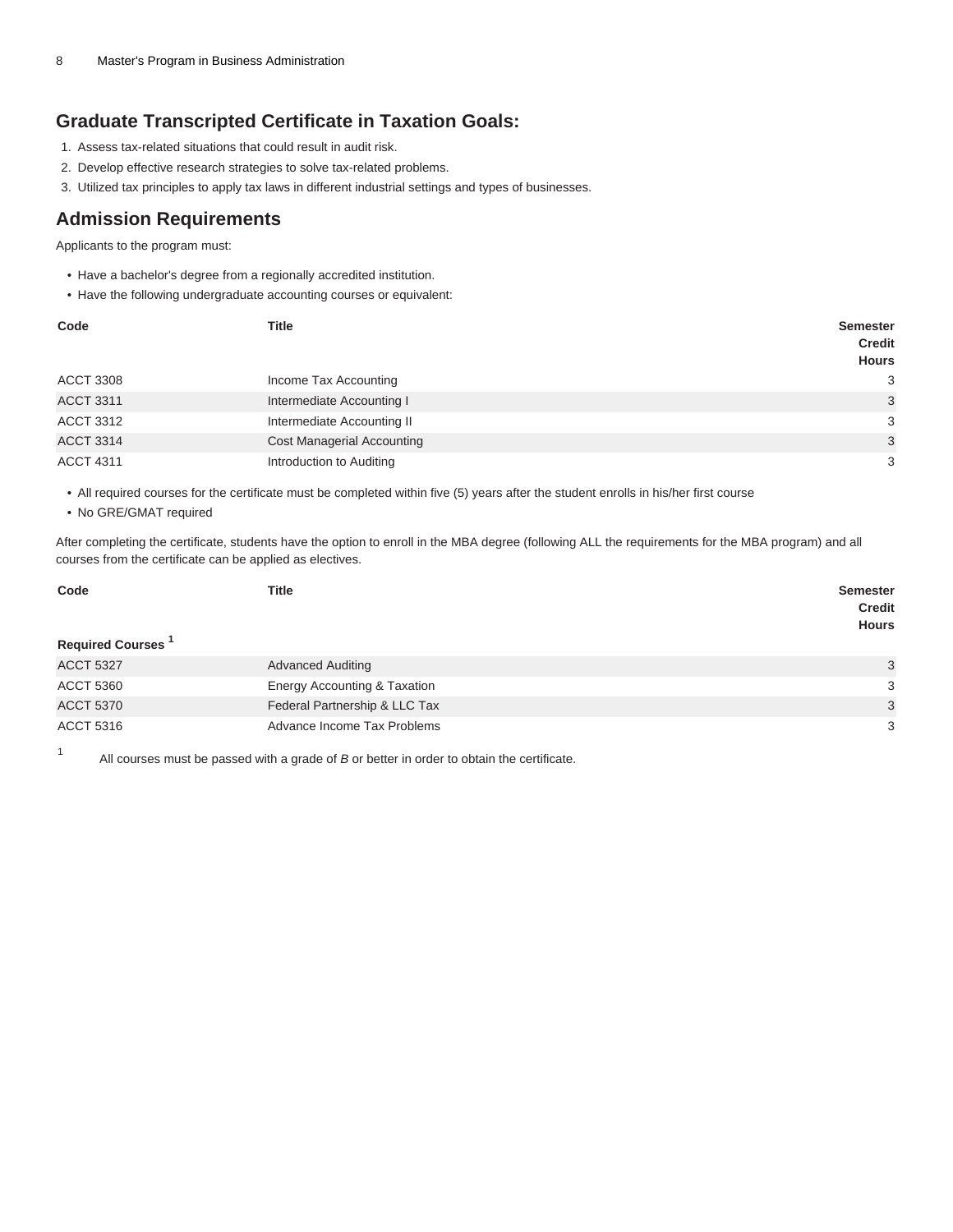## Graduate Transcripted Certificate in Taxation Goals:

1. Assess tax-related situations that could result in audit risk.
2. Develop effective research strategies to solve tax-related problems.
3. Utilized tax principles to apply tax laws in different industrial settings and types of businesses.

## Admission Requirements

Applicants to the program must:

- Have a bachelor's degree from a regionally accredited institution.
- Have the following undergraduate accounting courses or equivalent:

| Code | Title | Semester Credit Hours |
|---|---|---|
| ACCT 3308 | Income Tax Accounting | 3 |
| ACCT 3311 | Intermediate Accounting I | 3 |
| ACCT 3312 | Intermediate Accounting II | 3 |
| ACCT 3314 | Cost Managerial Accounting | 3 |
| ACCT 4311 | Introduction to Auditing | 3 |

- All required courses for the certificate must be completed within five (5) years after the student enrolls in his/her first course
- No GRE/GMAT required

After completing the certificate, students have the option to enroll in the MBA degree (following ALL the requirements for the MBA program) and all courses from the certificate can be applied as electives.

| Code | Title | Semester Credit Hours |
|---|---|---|
| **Required Courses** [1] | | |
| ACCT 5327 | Advanced Auditing | 3 |
| ACCT 5360 | Energy Accounting & Taxation | 3 |
| ACCT 5370 | Federal Partnership & LLC Tax | 3 |
| ACCT 5316 | Advance Income Tax Problems | 3 |

[1] All courses must be passed with a grade of *B* or better in order to obtain the certificate.